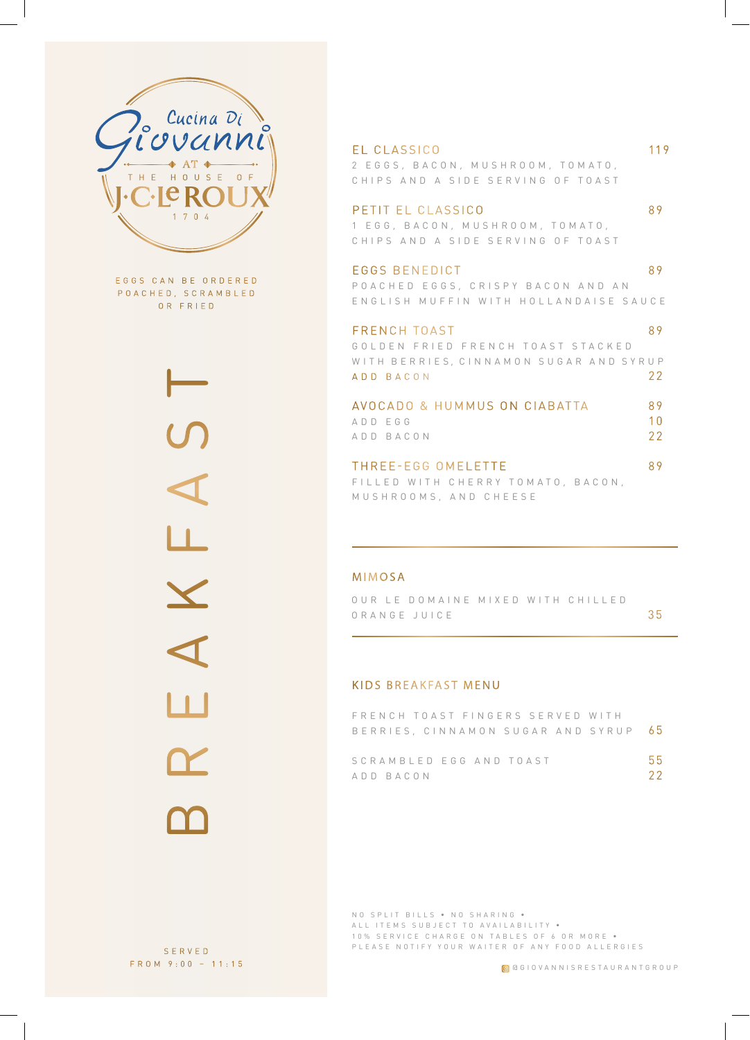Cucina Di Giovanni

AT

THE HOUSE OF

J·C·le ROUX

1704

EGGS CAN BE ORDERED POACHED, SCRAMBLED OR FRIED

# BREAKFAST

SERVED FROM 9:00 – 11:15

## EL CLASSICO — 119

2 EGGS, BACON, MUSHROOM, TOMATO, CHIPS AND A SIDE SERVING OF TOAST

## PETIT EL CLASSICO — 89

1 EGG, BACON, MUSHROOM, TOMATO, CHIPS AND A SIDE SERVING OF TOAST

## EGGS BENEDICT — 89

POACHED EGGS, CRISPY BACON AND AN ENGLISH MUFFIN WITH HOLLANDAISE SAUCE

## FRENCH TOAST — 89

GOLDEN FRIED FRENCH TOAST STACKED WITH BERRIES, CINNAMON SUGAR AND SYRUP

ADD BACON — 22

## AVOCADO & HUMMUS ON CIABATTA — 89

ADD EGG — 10

ADD BACON — 22

## THREE-EGG OMELETTE — 89

FILLED WITH CHERRY TOMATO, BACON, MUSHROOMS, AND CHEESE

---

## MIMOSA

OUR LE DOMAINE MIXED WITH CHILLED ORANGE JUICE — 35

---

## KIDS BREAKFAST MENU

FRENCH TOAST FINGERS SERVED WITH BERRIES, CINNAMON SUGAR AND SYRUP — 65

SCRAMBLED EGG AND TOAST — 55

ADD BACON — 22

NO SPLIT BILLS • NO SHARING •
ALL ITEMS SUBJECT TO AVAILABILITY •
10% SERVICE CHARGE ON TABLES OF 6 OR MORE •
PLEASE NOTIFY YOUR WAITER OF ANY FOOD ALLERGIES

@GIOVANNISRESTAURANTGROUP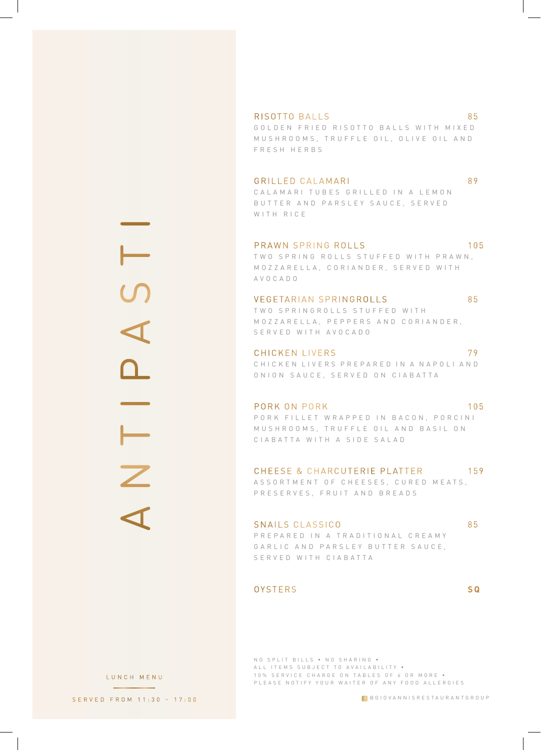# ANTIPASTI

LUNCH MENU

SERVED FROM 11:30 – 17:00

### RISOTTO BALLS — 85

GOLDEN FRIED RISOTTO BALLS WITH MIXED MUSHROOMS, TRUFFLE OIL, OLIVE OIL AND FRESH HERBS

### GRILLED CALAMARI — 89

CALAMARI TUBES GRILLED IN A LEMON BUTTER AND PARSLEY SAUCE, SERVED WITH RICE

### PRAWN SPRING ROLLS — 105

TWO SPRING ROLLS STUFFED WITH PRAWN, MOZZARELLA, CORIANDER, SERVED WITH AVOCADO

### VEGETARIAN SPRINGROLLS — 85

TWO SPRINGROLLS STUFFED WITH MOZZARELLA, PEPPERS AND CORIANDER, SERVED WITH AVOCADO

### CHICKEN LIVERS — 79

CHICKEN LIVERS PREPARED IN A NAPOLI AND ONION SAUCE, SERVED ON CIABATTA

### PORK ON PORK — 105

PORK FILLET WRAPPED IN BACON, PORCINI MUSHROOMS, TRUFFLE OIL AND BASIL ON CIABATTA WITH A SIDE SALAD

### CHEESE & CHARCUTERIE PLATTER — 159

ASSORTMENT OF CHEESES, CURED MEATS, PRESERVES, FRUIT AND BREADS

### SNAILS CLASSICO — 85

PREPARED IN A TRADITIONAL CREAMY GARLIC AND PARSLEY BUTTER SAUCE, SERVED WITH CIABATTA

### OYSTERS — **SQ**

NO SPLIT BILLS • NO SHARING •
ALL ITEMS SUBJECT TO AVAILABILITY •
10% SERVICE CHARGE ON TABLES OF 6 OR MORE •
PLEASE NOTIFY YOUR WAITER OF ANY FOOD ALLERGIES

@GIOVANNISRESTAURANTGROUP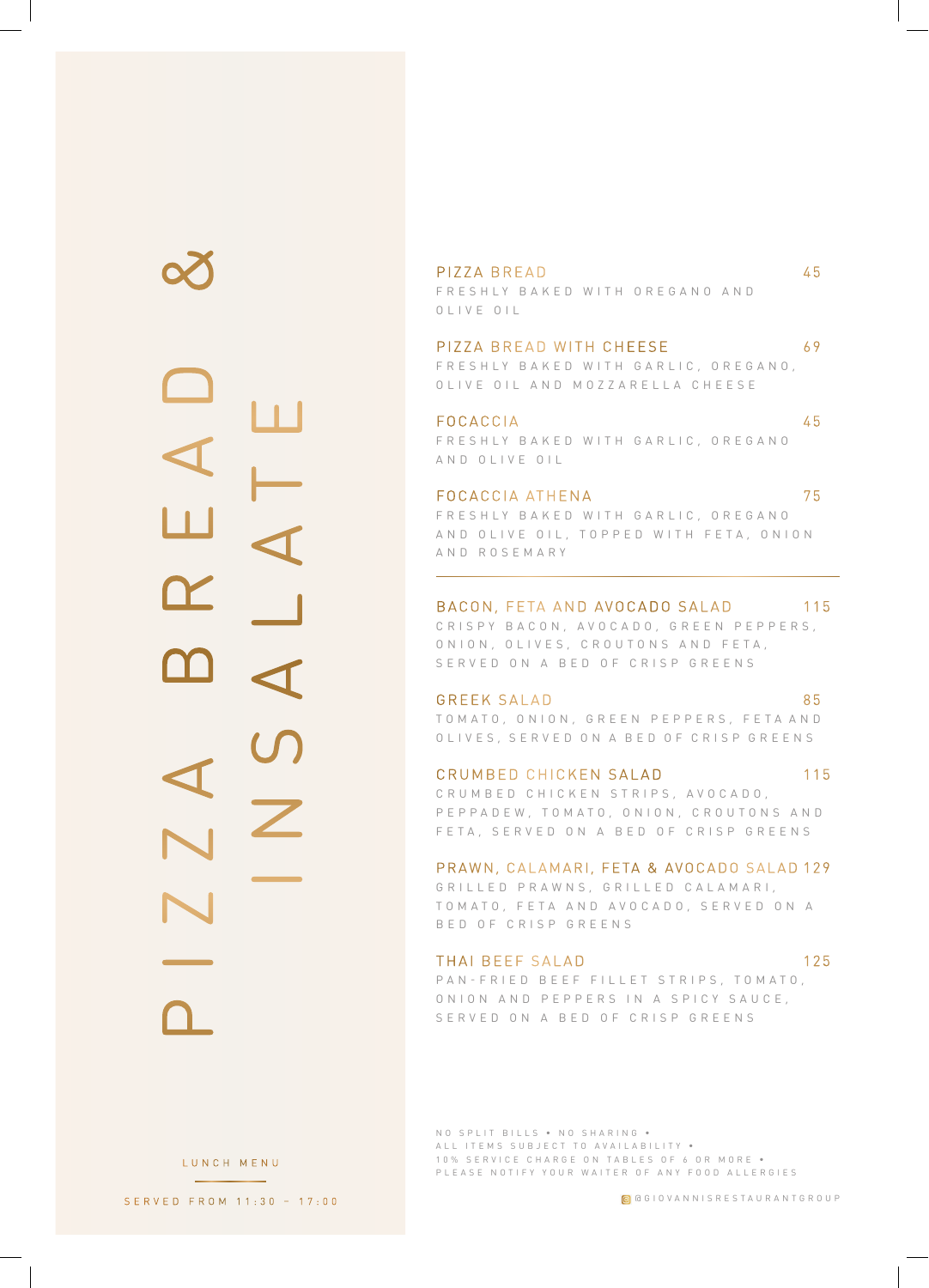# PIZZA BREAD & INSALATE

LUNCH MENU

SERVED FROM 11:30 – 17:00

**PIZZA BREAD** 45
FRESHLY BAKED WITH OREGANO AND OLIVE OIL

**PIZZA BREAD WITH CHEESE** 69
FRESHLY BAKED WITH GARLIC, OREGANO, OLIVE OIL AND MOZZARELLA CHEESE

**FOCACCIA** 45
FRESHLY BAKED WITH GARLIC, OREGANO AND OLIVE OIL

**FOCACCIA ATHENA** 75
FRESHLY BAKED WITH GARLIC, OREGANO AND OLIVE OIL, TOPPED WITH FETA, ONION AND ROSEMARY

---

**BACON, FETA AND AVOCADO SALAD** 115
CRISPY BACON, AVOCADO, GREEN PEPPERS, ONION, OLIVES, CROUTONS AND FETA, SERVED ON A BED OF CRISP GREENS

**GREEK SALAD** 85
TOMATO, ONION, GREEN PEPPERS, FETA AND OLIVES, SERVED ON A BED OF CRISP GREENS

**CRUMBED CHICKEN SALAD** 115
CRUMBED CHICKEN STRIPS, AVOCADO, PEPPADEW, TOMATO, ONION, CROUTONS AND FETA, SERVED ON A BED OF CRISP GREENS

**PRAWN, CALAMARI, FETA & AVOCADO SALAD** 129
GRILLED PRAWNS, GRILLED CALAMARI, TOMATO, FETA AND AVOCADO, SERVED ON A BED OF CRISP GREENS

**THAI BEEF SALAD** 125
PAN-FRIED BEEF FILLET STRIPS, TOMATO, ONION AND PEPPERS IN A SPICY SAUCE, SERVED ON A BED OF CRISP GREENS

NO SPLIT BILLS • NO SHARING •
ALL ITEMS SUBJECT TO AVAILABILITY •
10% SERVICE CHARGE ON TABLES OF 6 OR MORE •
PLEASE NOTIFY YOUR WAITER OF ANY FOOD ALLERGIES

@GIOVANNISRESTAURANTGROUP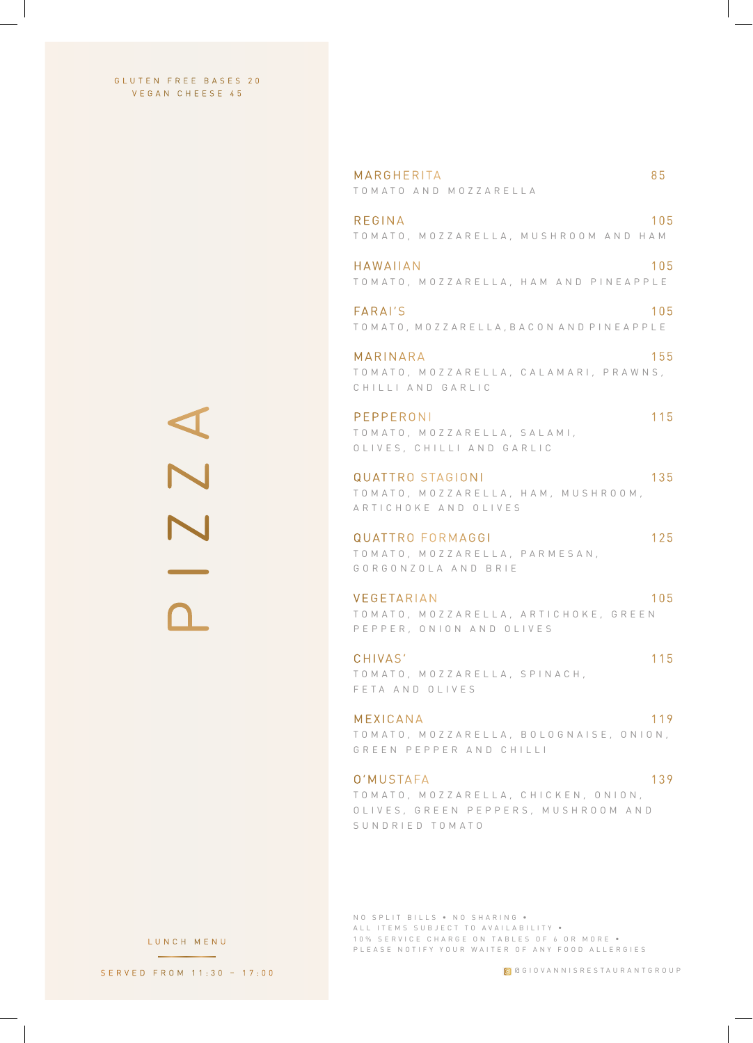# PIZZA

GLUTEN FREE BASES 20
VEGAN CHEESE 45

**MARGHERITA** 85
TOMATO AND MOZZARELLA

**REGINA** 105
TOMATO, MOZZARELLA, MUSHROOM AND HAM

**HAWAIIAN** 105
TOMATO, MOZZARELLA, HAM AND PINEAPPLE

**FARAI'S** 105
TOMATO, MOZZARELLA, BACON AND PINEAPPLE

**MARINARA** 155
TOMATO, MOZZARELLA, CALAMARI, PRAWNS, CHILLI AND GARLIC

**PEPPERONI** 115
TOMATO, MOZZARELLA, SALAMI, OLIVES, CHILLI AND GARLIC

**QUATTRO STAGIONI** 135
TOMATO, MOZZARELLA, HAM, MUSHROOM, ARTICHOKE AND OLIVES

**QUATTRO FORMAGGI** 125
TOMATO, MOZZARELLA, PARMESAN, GORGONZOLA AND BRIE

**VEGETARIAN** 105
TOMATO, MOZZARELLA, ARTICHOKE, GREEN PEPPER, ONION AND OLIVES

**CHIVAS'** 115
TOMATO, MOZZARELLA, SPINACH, FETA AND OLIVES

**MEXICANA** 119
TOMATO, MOZZARELLA, BOLOGNAISE, ONION, GREEN PEPPER AND CHILLI

**O'MUSTAFA** 139
TOMATO, MOZZARELLA, CHICKEN, ONION, OLIVES, GREEN PEPPERS, MUSHROOM AND SUNDRIED TOMATO

NO SPLIT BILLS • NO SHARING •
ALL ITEMS SUBJECT TO AVAILABILITY •
10% SERVICE CHARGE ON TABLES OF 6 OR MORE •
PLEASE NOTIFY YOUR WAITER OF ANY FOOD ALLERGIES

LUNCH MENU

SERVED FROM 11:30 – 17:00

@GIOVANNISRESTAURANTGROUP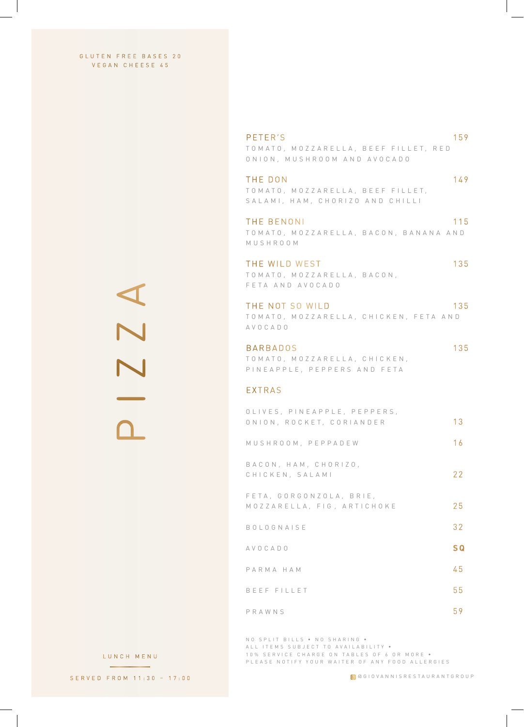GLUTEN FREE BASES 20
VEGAN CHEESE 45

# PIZZA

**PETER'S** 159
TOMATO, MOZZARELLA, BEEF FILLET, RED ONION, MUSHROOM AND AVOCADO

**THE DON** 149
TOMATO, MOZZARELLA, BEEF FILLET, SALAMI, HAM, CHORIZO AND CHILLI

**THE BENONI** 115
TOMATO, MOZZARELLA, BACON, BANANA AND MUSHROOM

**THE WILD WEST** 135
TOMATO, MOZZARELLA, BACON, FETA AND AVOCADO

**THE NOT SO WILD** 135
TOMATO, MOZZARELLA, CHICKEN, FETA AND AVOCADO

**BARBADOS** 135
TOMATO, MOZZARELLA, CHICKEN, PINEAPPLE, PEPPERS AND FETA

## EXTRAS

| Item | Price |
|---|---|
| OLIVES, PINEAPPLE, PEPPERS, ONION, ROCKET, CORIANDER | 13 |
| MUSHROOM, PEPPADEW | 16 |
| BACON, HAM, CHORIZO, CHICKEN, SALAMI | 22 |
| FETA, GORGONZOLA, BRIE, MOZZARELLA, FIG, ARTICHOKE | 25 |
| BOLOGNAISE | 32 |
| AVOCADO | **SQ** |
| PARMA HAM | 45 |
| BEEF FILLET | 55 |
| PRAWNS | 59 |

NO SPLIT BILLS • NO SHARING •
ALL ITEMS SUBJECT TO AVAILABILITY •
10% SERVICE CHARGE ON TABLES OF 6 OR MORE •
PLEASE NOTIFY YOUR WAITER OF ANY FOOD ALLERGIES

LUNCH MENU

SERVED FROM 11:30 – 17:00

@GIOVANNISRESTAURANTGROUP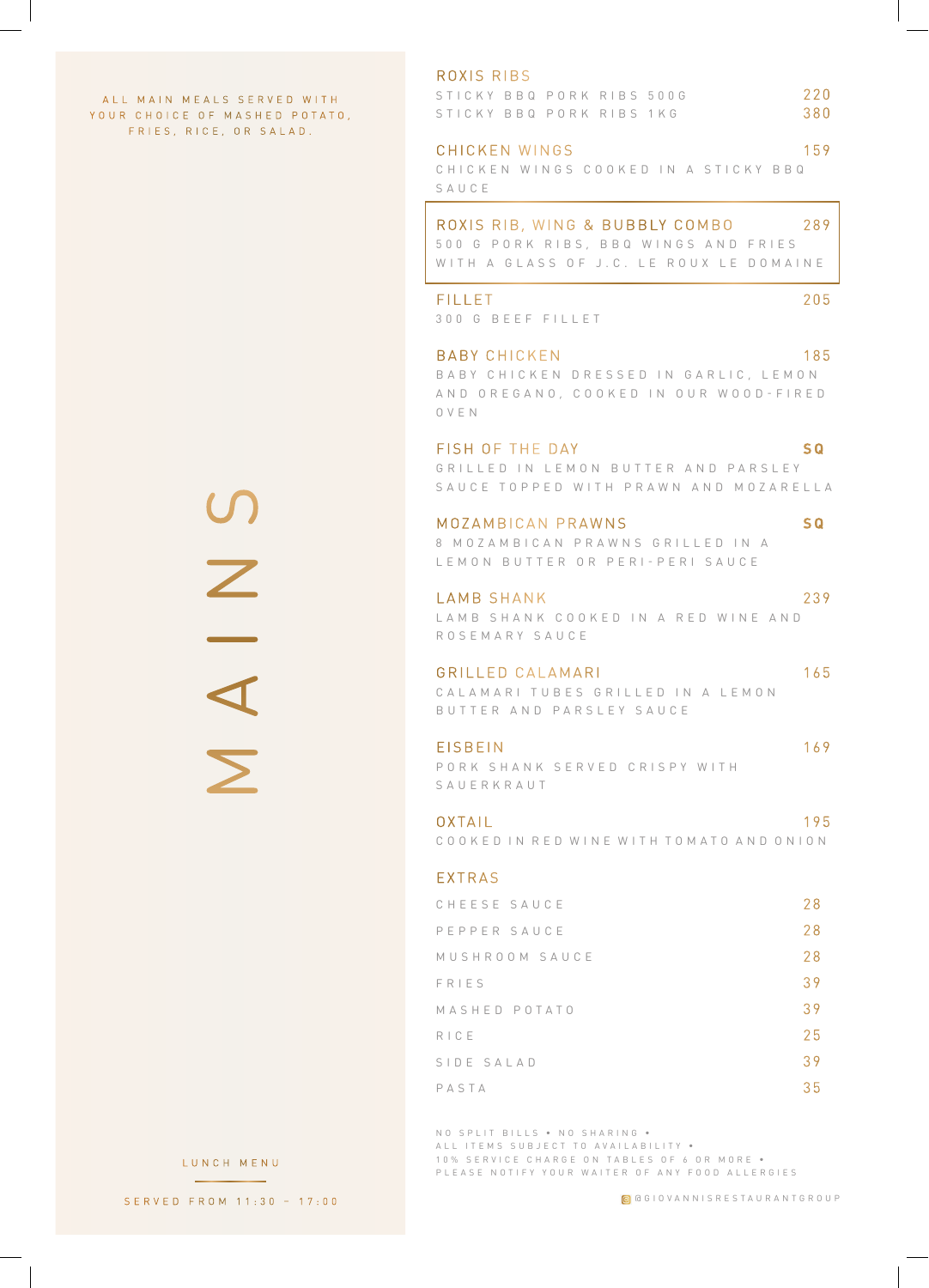# MAINS

ALL MAIN MEALS SERVED WITH YOUR CHOICE OF MASHED POTATO, FRIES, RICE, OR SALAD.

## ROXIS RIBS

STICKY BBQ PORK RIBS 500G — 220

STICKY BBQ PORK RIBS 1KG — 380

## CHICKEN WINGS — 159

CHICKEN WINGS COOKED IN A STICKY BBQ SAUCE

## ROXIS RIB, WING & BUBBLY COMBO — 289

500 G PORK RIBS, BBQ WINGS AND FRIES WITH A GLASS OF J.C. LE ROUX LE DOMAINE

## FILLET — 205

300 G BEEF FILLET

## BABY CHICKEN — 185

BABY CHICKEN DRESSED IN GARLIC, LEMON AND OREGANO, COOKED IN OUR WOOD-FIRED OVEN

## FISH OF THE DAY — SQ

GRILLED IN LEMON BUTTER AND PARSLEY SAUCE TOPPED WITH PRAWN AND MOZARELLA

## MOZAMBICAN PRAWNS — SQ

8 MOZAMBICAN PRAWNS GRILLED IN A LEMON BUTTER OR PERI-PERI SAUCE

## LAMB SHANK — 239

LAMB SHANK COOKED IN A RED WINE AND ROSEMARY SAUCE

## GRILLED CALAMARI — 165

CALAMARI TUBES GRILLED IN A LEMON BUTTER AND PARSLEY SAUCE

## EISBEIN — 169

PORK SHANK SERVED CRISPY WITH SAUERKRAUT

## OXTAIL — 195

COOKED IN RED WINE WITH TOMATO AND ONION

## EXTRAS

| Item | Price |
|---|---|
| CHEESE SAUCE | 28 |
| PEPPER SAUCE | 28 |
| MUSHROOM SAUCE | 28 |
| FRIES | 39 |
| MASHED POTATO | 39 |
| RICE | 25 |
| SIDE SALAD | 39 |
| PASTA | 35 |

NO SPLIT BILLS • NO SHARING •
ALL ITEMS SUBJECT TO AVAILABILITY •
10% SERVICE CHARGE ON TABLES OF 6 OR MORE •
PLEASE NOTIFY YOUR WAITER OF ANY FOOD ALLERGIES

@GIOVANNISRESTAURANTGROUP

LUNCH MENU

SERVED FROM 11:30 – 17:00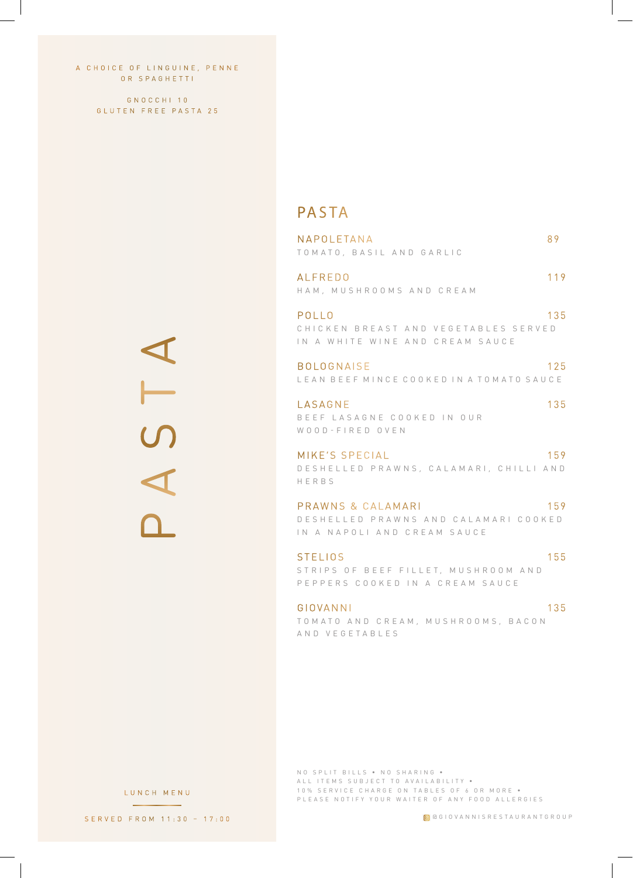A CHOICE OF LINGUINE, PENNE OR SPAGHETTI

GNOCCHI 10
GLUTEN FREE PASTA 25

PASTA

LUNCH MENU

SERVED FROM 11:30 – 17:00

## PASTA

**NAPOLETANA** 89
TOMATO, BASIL AND GARLIC

**ALFREDO** 119
HAM, MUSHROOMS AND CREAM

**POLLO** 135
CHICKEN BREAST AND VEGETABLES SERVED IN A WHITE WINE AND CREAM SAUCE

**BOLOGNAISE** 125
LEAN BEEF MINCE COOKED IN A TOMATO SAUCE

**LASAGNE** 135
BEEF LASAGNE COOKED IN OUR WOOD-FIRED OVEN

**MIKE'S SPECIAL** 159
DESHELLED PRAWNS, CALAMARI, CHILLI AND HERBS

**PRAWNS & CALAMARI** 159
DESHELLED PRAWNS AND CALAMARI COOKED IN A NAPOLI AND CREAM SAUCE

**STELIOS** 155
STRIPS OF BEEF FILLET, MUSHROOM AND PEPPERS COOKED IN A CREAM SAUCE

**GIOVANNI** 135
TOMATO AND CREAM, MUSHROOMS, BACON AND VEGETABLES

NO SPLIT BILLS • NO SHARING •
ALL ITEMS SUBJECT TO AVAILABILITY •
10% SERVICE CHARGE ON TABLES OF 6 OR MORE •
PLEASE NOTIFY YOUR WAITER OF ANY FOOD ALLERGIES

@GIOVANNISRESTAURANTGROUP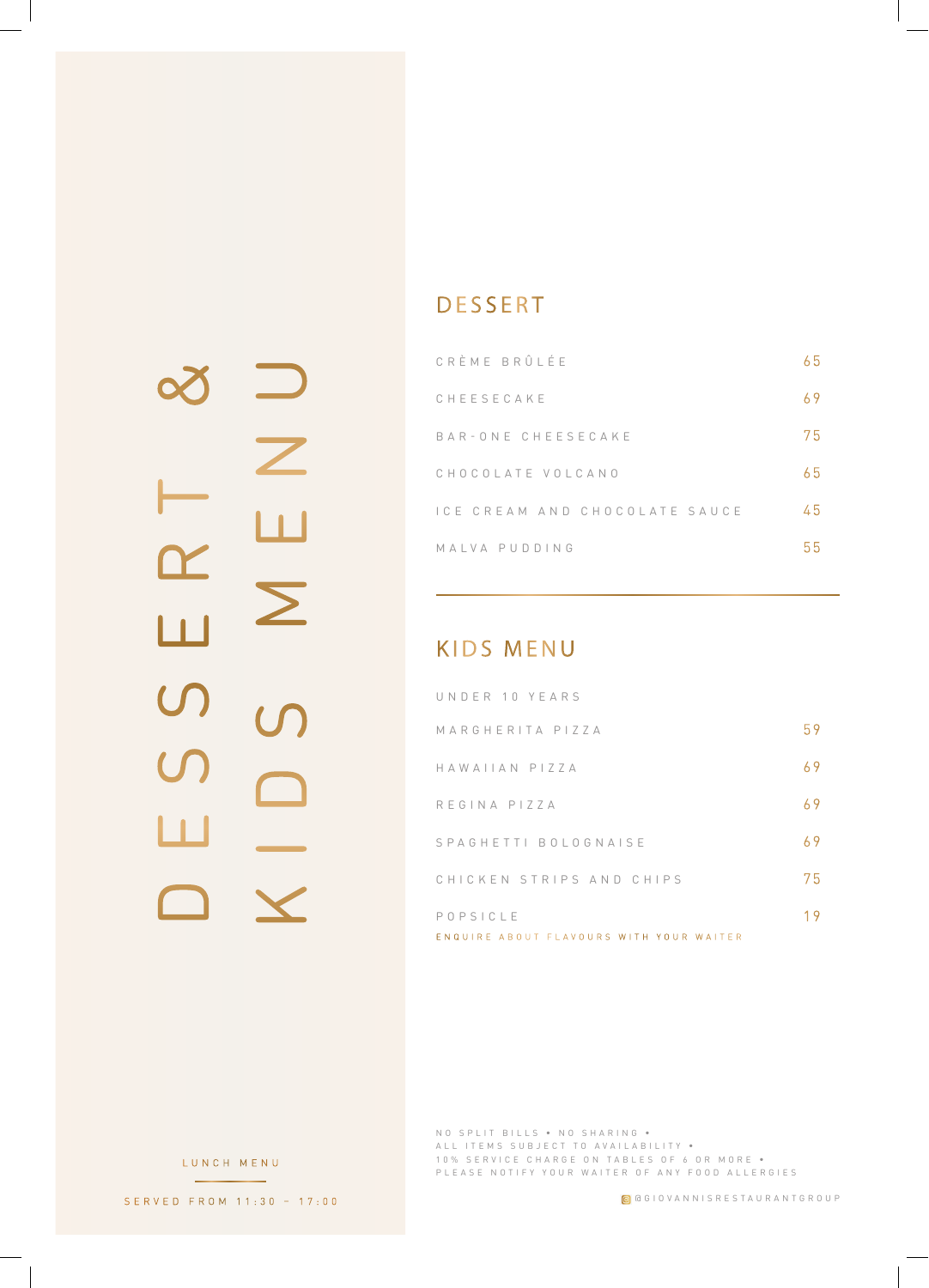# DESSERT & KIDS MENU

LUNCH MENU

SERVED FROM 11:30 – 17:00

## DESSERT

| | |
|---|---|
| CRÈME BRÛLÉE | 65 |
| CHEESECAKE | 69 |
| BAR-ONE CHEESECAKE | 75 |
| CHOCOLATE VOLCANO | 65 |
| ICE CREAM AND CHOCOLATE SAUCE | 45 |
| MALVA PUDDING | 55 |

## KIDS MENU

UNDER 10 YEARS

| | |
|---|---|
| MARGHERITA PIZZA | 59 |
| HAWAIIAN PIZZA | 69 |
| REGINA PIZZA | 69 |
| SPAGHETTI BOLOGNAISE | 69 |
| CHICKEN STRIPS AND CHIPS | 75 |
| POPSICLE | 19 |

ENQUIRE ABOUT FLAVOURS WITH YOUR WAITER

NO SPLIT BILLS • NO SHARING •
ALL ITEMS SUBJECT TO AVAILABILITY •
10% SERVICE CHARGE ON TABLES OF 6 OR MORE •
PLEASE NOTIFY YOUR WAITER OF ANY FOOD ALLERGIES

@GIOVANNISRESTAURANTGROUP